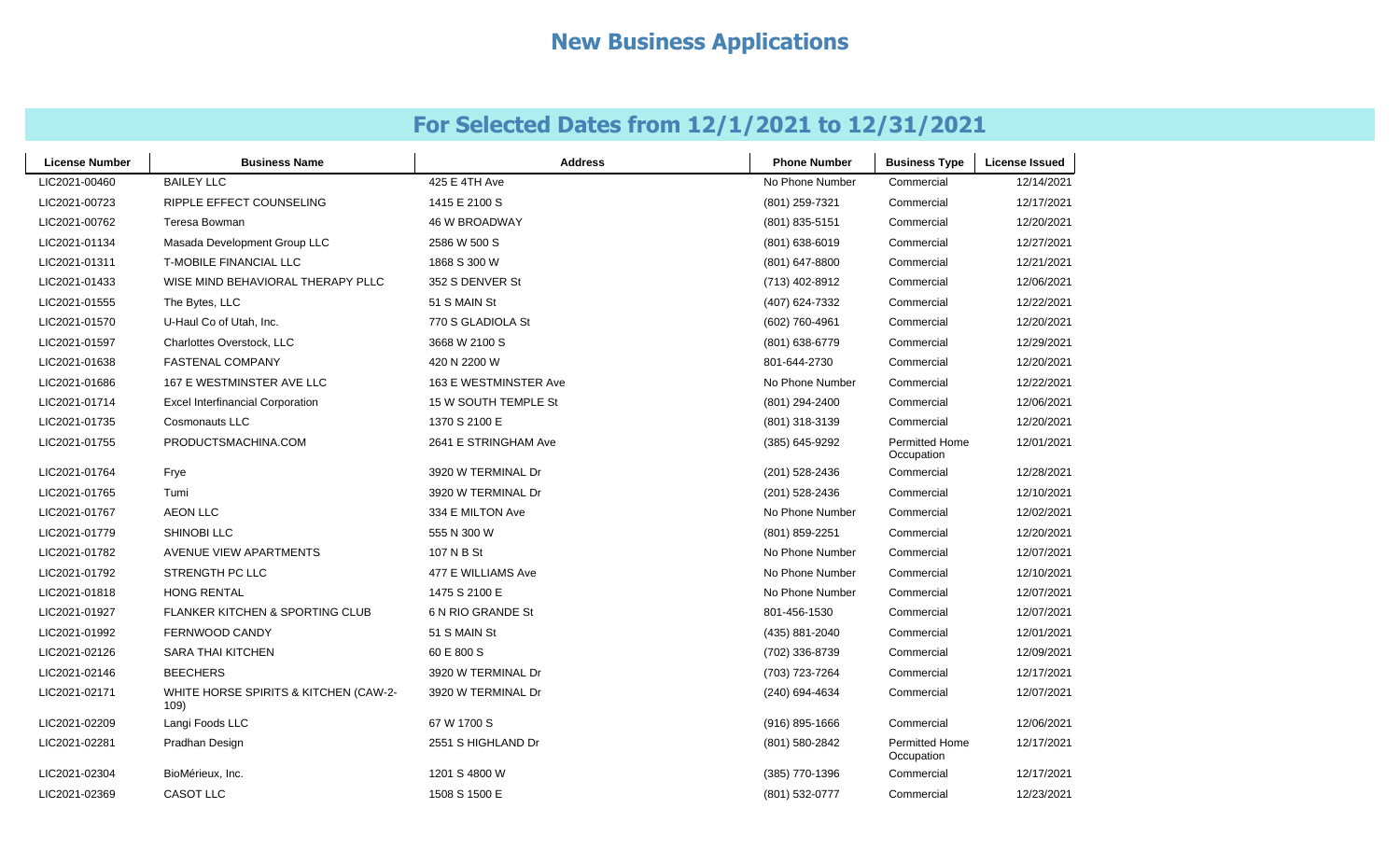# New Business Applications

## For Selected Dates from 12/1/2021 to 12/31/2021

| License Number | Business Name | Address | Phone Number | Business Type | License Issued |
|---|---|---|---|---|---|
| LIC2021-00460 | BAILEY LLC | 425 E 4TH Ave | No Phone Number | Commercial | 12/14/2021 |
| LIC2021-00723 | RIPPLE EFFECT COUNSELING | 1415 E 2100 S | (801) 259-7321 | Commercial | 12/17/2021 |
| LIC2021-00762 | Teresa Bowman | 46 W BROADWAY | (801) 835-5151 | Commercial | 12/20/2021 |
| LIC2021-01134 | Masada Development Group LLC | 2586 W 500 S | (801) 638-6019 | Commercial | 12/27/2021 |
| LIC2021-01311 | T-MOBILE FINANCIAL LLC | 1868 S 300 W | (801) 647-8800 | Commercial | 12/21/2021 |
| LIC2021-01433 | WISE MIND BEHAVIORAL THERAPY PLLC | 352 S DENVER St | (713) 402-8912 | Commercial | 12/06/2021 |
| LIC2021-01555 | The Bytes, LLC | 51 S MAIN St | (407) 624-7332 | Commercial | 12/22/2021 |
| LIC2021-01570 | U-Haul Co of Utah, Inc. | 770 S GLADIOLA St | (602) 760-4961 | Commercial | 12/20/2021 |
| LIC2021-01597 | Charlottes Overstock, LLC | 3668 W 2100 S | (801) 638-6779 | Commercial | 12/29/2021 |
| LIC2021-01638 | FASTENAL COMPANY | 420 N 2200 W | 801-644-2730 | Commercial | 12/20/2021 |
| LIC2021-01686 | 167 E WESTMINSTER AVE LLC | 163 E WESTMINSTER Ave | No Phone Number | Commercial | 12/22/2021 |
| LIC2021-01714 | Excel Interfinancial Corporation | 15 W SOUTH TEMPLE St | (801) 294-2400 | Commercial | 12/06/2021 |
| LIC2021-01735 | Cosmonauts LLC | 1370 S 2100 E | (801) 318-3139 | Commercial | 12/20/2021 |
| LIC2021-01755 | PRODUCTSMACHINA.COM | 2641 E STRINGHAM Ave | (385) 645-9292 | Permitted Home Occupation | 12/01/2021 |
| LIC2021-01764 | Frye | 3920 W TERMINAL Dr | (201) 528-2436 | Commercial | 12/28/2021 |
| LIC2021-01765 | Tumi | 3920 W TERMINAL Dr | (201) 528-2436 | Commercial | 12/10/2021 |
| LIC2021-01767 | AEON LLC | 334 E MILTON Ave | No Phone Number | Commercial | 12/02/2021 |
| LIC2021-01779 | SHINOBI LLC | 555 N 300 W | (801) 859-2251 | Commercial | 12/20/2021 |
| LIC2021-01782 | AVENUE VIEW APARTMENTS | 107 N B St | No Phone Number | Commercial | 12/07/2021 |
| LIC2021-01792 | STRENGTH PC LLC | 477 E WILLIAMS Ave | No Phone Number | Commercial | 12/10/2021 |
| LIC2021-01818 | HONG RENTAL | 1475 S 2100 E | No Phone Number | Commercial | 12/07/2021 |
| LIC2021-01927 | FLANKER KITCHEN & SPORTING CLUB | 6 N RIO GRANDE St | 801-456-1530 | Commercial | 12/07/2021 |
| LIC2021-01992 | FERNWOOD CANDY | 51 S MAIN St | (435) 881-2040 | Commercial | 12/01/2021 |
| LIC2021-02126 | SARA THAI KITCHEN | 60 E 800 S | (702) 336-8739 | Commercial | 12/09/2021 |
| LIC2021-02146 | BEECHERS | 3920 W TERMINAL Dr | (703) 723-7264 | Commercial | 12/17/2021 |
| LIC2021-02171 | WHITE HORSE SPIRITS & KITCHEN (CAW-2-109) | 3920 W TERMINAL Dr | (240) 694-4634 | Commercial | 12/07/2021 |
| LIC2021-02209 | Langi Foods LLC | 67 W 1700 S | (916) 895-1666 | Commercial | 12/06/2021 |
| LIC2021-02281 | Pradhan Design | 2551 S HIGHLAND Dr | (801) 580-2842 | Permitted Home Occupation | 12/17/2021 |
| LIC2021-02304 | BioMérieux, Inc. | 1201 S 4800 W | (385) 770-1396 | Commercial | 12/17/2021 |
| LIC2021-02369 | CASOT LLC | 1508 S 1500 E | (801) 532-0777 | Commercial | 12/23/2021 |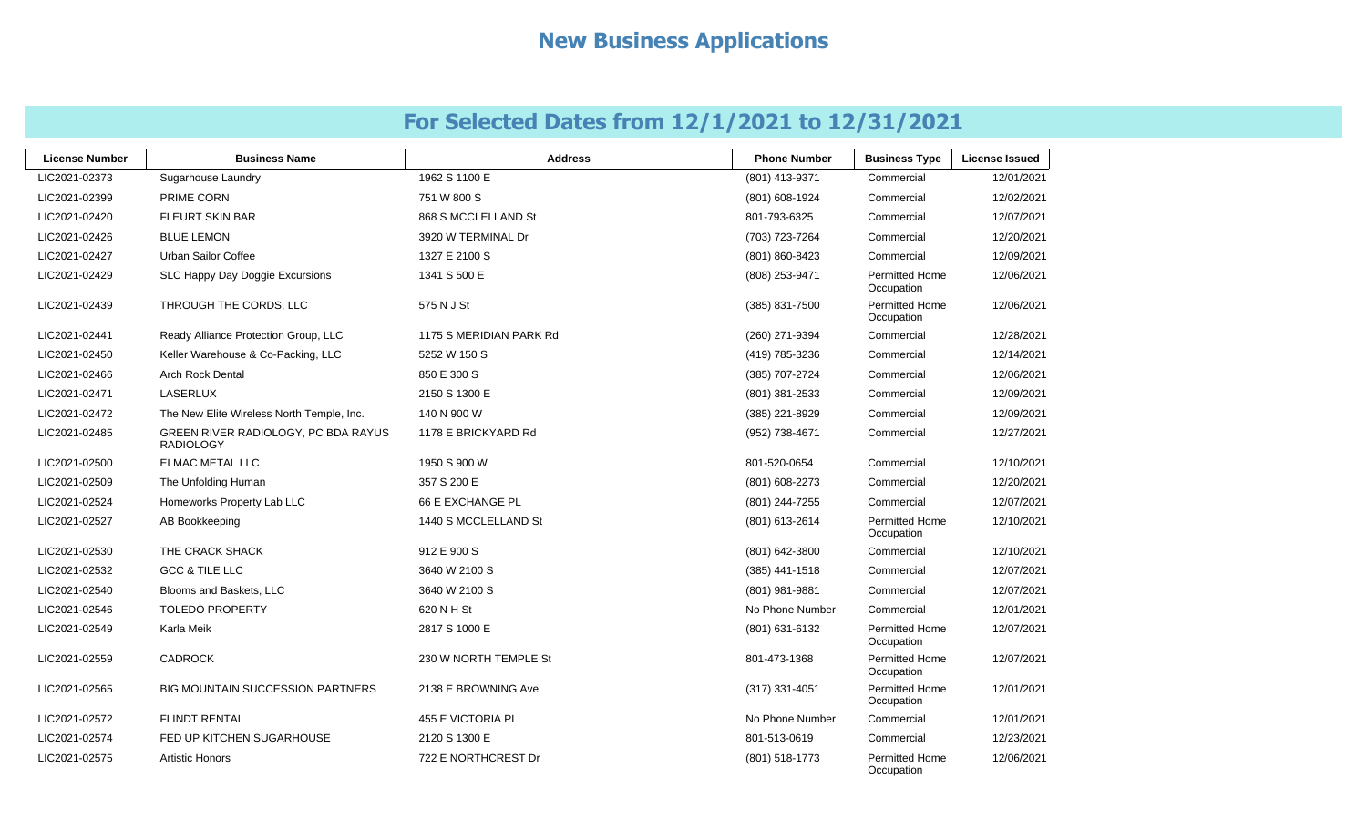# New Business Applications

## For Selected Dates from 12/1/2021 to 12/31/2021

| License Number | Business Name | Address | Phone Number | Business Type | License Issued |
|---|---|---|---|---|---|
| LIC2021-02373 | Sugarhouse Laundry | 1962 S 1100 E | (801) 413-9371 | Commercial | 12/01/2021 |
| LIC2021-02399 | PRIME CORN | 751 W 800 S | (801) 608-1924 | Commercial | 12/02/2021 |
| LIC2021-02420 | FLEURT SKIN BAR | 868 S MCCLELLAND St | 801-793-6325 | Commercial | 12/07/2021 |
| LIC2021-02426 | BLUE LEMON | 3920 W TERMINAL Dr | (703) 723-7264 | Commercial | 12/20/2021 |
| LIC2021-02427 | Urban Sailor Coffee | 1327 E 2100 S | (801) 860-8423 | Commercial | 12/09/2021 |
| LIC2021-02429 | SLC Happy Day Doggie Excursions | 1341 S 500 E | (808) 253-9471 | Permitted Home Occupation | 12/06/2021 |
| LIC2021-02439 | THROUGH THE CORDS, LLC | 575 N J St | (385) 831-7500 | Permitted Home Occupation | 12/06/2021 |
| LIC2021-02441 | Ready Alliance Protection Group, LLC | 1175 S MERIDIAN PARK Rd | (260) 271-9394 | Commercial | 12/28/2021 |
| LIC2021-02450 | Keller Warehouse & Co-Packing, LLC | 5252 W 150 S | (419) 785-3236 | Commercial | 12/14/2021 |
| LIC2021-02466 | Arch Rock Dental | 850 E 300 S | (385) 707-2724 | Commercial | 12/06/2021 |
| LIC2021-02471 | LASERLUX | 2150 S 1300 E | (801) 381-2533 | Commercial | 12/09/2021 |
| LIC2021-02472 | The New Elite Wireless North Temple, Inc. | 140 N 900 W | (385) 221-8929 | Commercial | 12/09/2021 |
| LIC2021-02485 | GREEN RIVER RADIOLOGY, PC BDA RAYUS RADIOLOGY | 1178 E BRICKYARD Rd | (952) 738-4671 | Commercial | 12/27/2021 |
| LIC2021-02500 | ELMAC METAL LLC | 1950 S 900 W | 801-520-0654 | Commercial | 12/10/2021 |
| LIC2021-02509 | The Unfolding Human | 357 S 200 E | (801) 608-2273 | Commercial | 12/20/2021 |
| LIC2021-02524 | Homeworks Property Lab LLC | 66 E EXCHANGE PL | (801) 244-7255 | Commercial | 12/07/2021 |
| LIC2021-02527 | AB Bookkeeping | 1440 S MCCLELLAND St | (801) 613-2614 | Permitted Home Occupation | 12/10/2021 |
| LIC2021-02530 | THE CRACK SHACK | 912 E 900 S | (801) 642-3800 | Commercial | 12/10/2021 |
| LIC2021-02532 | GCC & TILE LLC | 3640 W 2100 S | (385) 441-1518 | Commercial | 12/07/2021 |
| LIC2021-02540 | Blooms and Baskets, LLC | 3640 W 2100 S | (801) 981-9881 | Commercial | 12/07/2021 |
| LIC2021-02546 | TOLEDO PROPERTY | 620 N H St | No Phone Number | Commercial | 12/01/2021 |
| LIC2021-02549 | Karla Meik | 2817 S 1000 E | (801) 631-6132 | Permitted Home Occupation | 12/07/2021 |
| LIC2021-02559 | CADROCK | 230 W NORTH TEMPLE St | 801-473-1368 | Permitted Home Occupation | 12/07/2021 |
| LIC2021-02565 | BIG MOUNTAIN SUCCESSION PARTNERS | 2138 E BROWNING Ave | (317) 331-4051 | Permitted Home Occupation | 12/01/2021 |
| LIC2021-02572 | FLINDT RENTAL | 455 E VICTORIA PL | No Phone Number | Commercial | 12/01/2021 |
| LIC2021-02574 | FED UP KITCHEN SUGARHOUSE | 2120 S 1300 E | 801-513-0619 | Commercial | 12/23/2021 |
| LIC2021-02575 | Artistic Honors | 722 E NORTHCREST Dr | (801) 518-1773 | Permitted Home Occupation | 12/06/2021 |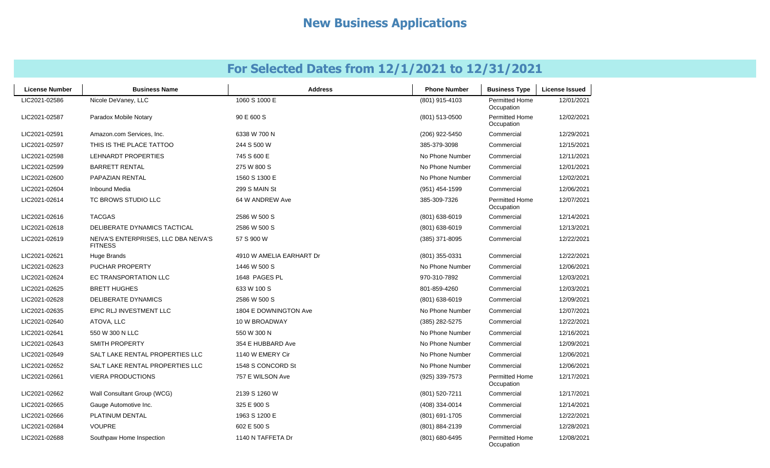# New Business Applications

## For Selected Dates from 12/1/2021 to 12/31/2021

| License Number | Business Name | Address | Phone Number | Business Type | License Issued |
|---|---|---|---|---|---|
| LIC2021-02586 | Nicole DeVaney, LLC | 1060 S 1000 E | (801) 915-4103 | Permitted Home Occupation | 12/01/2021 |
| LIC2021-02587 | Paradox Mobile Notary | 90 E 600 S | (801) 513-0500 | Permitted Home Occupation | 12/02/2021 |
| LIC2021-02591 | Amazon.com Services, Inc. | 6338 W 700 N | (206) 922-5450 | Commercial | 12/29/2021 |
| LIC2021-02597 | THIS IS THE PLACE TATTOO | 244 S 500 W | 385-379-3098 | Commercial | 12/15/2021 |
| LIC2021-02598 | LEHNARDT PROPERTIES | 745 S 600 E | No Phone Number | Commercial | 12/11/2021 |
| LIC2021-02599 | BARRETT RENTAL | 275 W 800 S | No Phone Number | Commercial | 12/01/2021 |
| LIC2021-02600 | PAPAZIAN RENTAL | 1560 S 1300 E | No Phone Number | Commercial | 12/02/2021 |
| LIC2021-02604 | Inbound Media | 299 S MAIN St | (951) 454-1599 | Commercial | 12/06/2021 |
| LIC2021-02614 | TC BROWS STUDIO LLC | 64 W ANDREW Ave | 385-309-7326 | Permitted Home Occupation | 12/07/2021 |
| LIC2021-02616 | TACGAS | 2586 W 500 S | (801) 638-6019 | Commercial | 12/14/2021 |
| LIC2021-02618 | DELIBERATE DYNAMICS TACTICAL | 2586 W 500 S | (801) 638-6019 | Commercial | 12/13/2021 |
| LIC2021-02619 | NEIVA'S ENTERPRISES, LLC DBA NEIVA'S FITNESS | 57 S 900 W | (385) 371-8095 | Commercial | 12/22/2021 |
| LIC2021-02621 | Huge Brands | 4910 W AMELIA EARHART Dr | (801) 355-0331 | Commercial | 12/22/2021 |
| LIC2021-02623 | PUCHAR PROPERTY | 1446 W 500 S | No Phone Number | Commercial | 12/06/2021 |
| LIC2021-02624 | EC TRANSPORTATION LLC | 1648 PAGES PL | 970-310-7892 | Commercial | 12/03/2021 |
| LIC2021-02625 | BRETT HUGHES | 633 W 100 S | 801-859-4260 | Commercial | 12/03/2021 |
| LIC2021-02628 | DELIBERATE DYNAMICS | 2586 W 500 S | (801) 638-6019 | Commercial | 12/09/2021 |
| LIC2021-02635 | EPIC RLJ INVESTMENT LLC | 1804 E DOWNINGTON Ave | No Phone Number | Commercial | 12/07/2021 |
| LIC2021-02640 | ATOVA, LLC | 10 W BROADWAY | (385) 282-5275 | Commercial | 12/22/2021 |
| LIC2021-02641 | 550 W 300 N LLC | 550 W 300 N | No Phone Number | Commercial | 12/16/2021 |
| LIC2021-02643 | SMITH PROPERTY | 354 E HUBBARD Ave | No Phone Number | Commercial | 12/09/2021 |
| LIC2021-02649 | SALT LAKE RENTAL PROPERTIES LLC | 1140 W EMERY Cir | No Phone Number | Commercial | 12/06/2021 |
| LIC2021-02652 | SALT LAKE RENTAL PROPERTIES LLC | 1548 S CONCORD St | No Phone Number | Commercial | 12/06/2021 |
| LIC2021-02661 | VIERA PRODUCTIONS | 757 E WILSON Ave | (925) 339-7573 | Permitted Home Occupation | 12/17/2021 |
| LIC2021-02662 | Wall Consultant Group (WCG) | 2139 S 1260 W | (801) 520-7211 | Commercial | 12/17/2021 |
| LIC2021-02665 | Gauge Automotive Inc. | 325 E 900 S | (408) 334-0014 | Commercial | 12/14/2021 |
| LIC2021-02666 | PLATINUM DENTAL | 1963 S 1200 E | (801) 691-1705 | Commercial | 12/22/2021 |
| LIC2021-02684 | VOUPRE | 602 E 500 S | (801) 884-2139 | Commercial | 12/28/2021 |
| LIC2021-02688 | Southpaw Home Inspection | 1140 N TAFFETA Dr | (801) 680-6495 | Permitted Home Occupation | 12/08/2021 |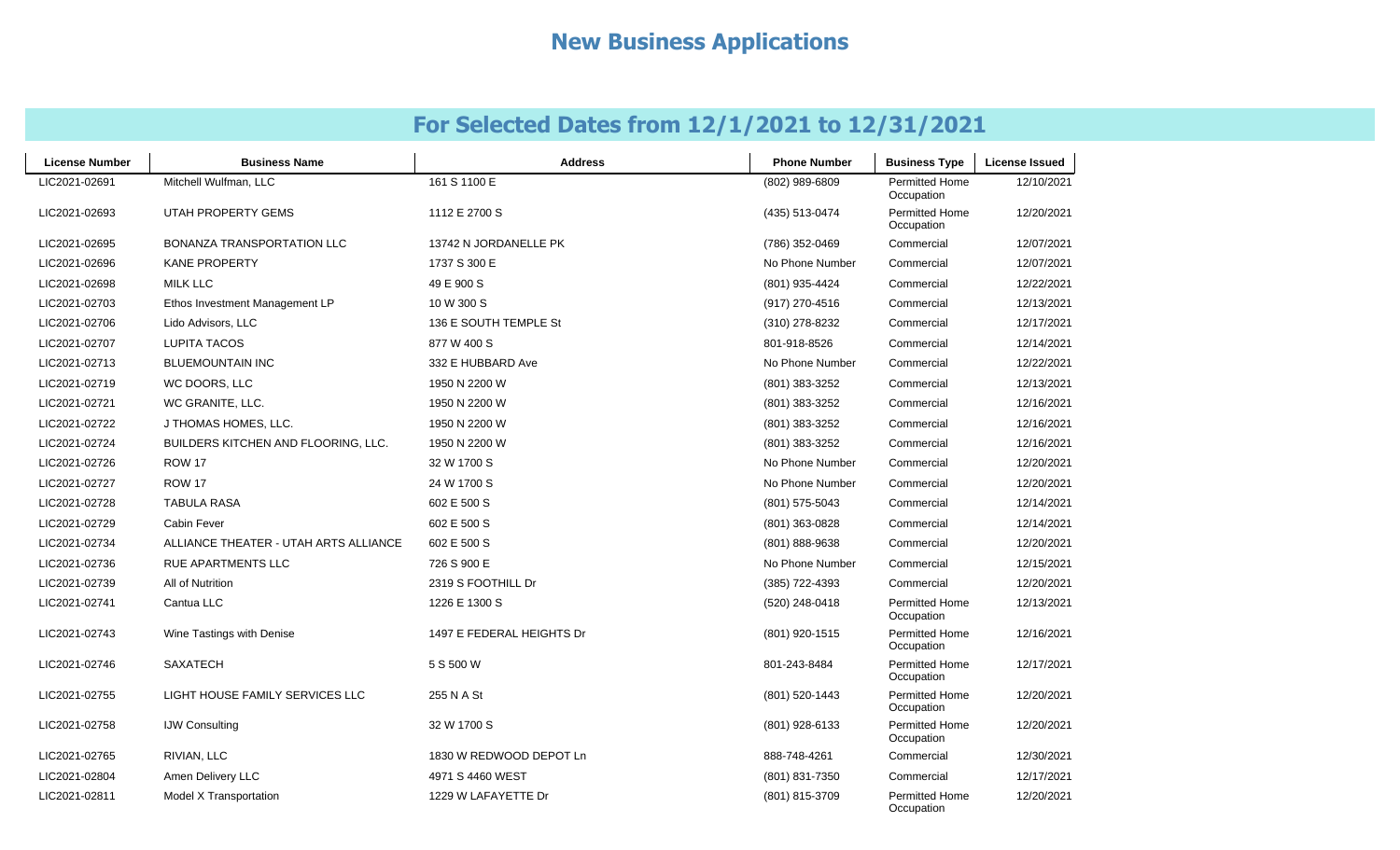# New Business Applications

## For Selected Dates from 12/1/2021 to 12/31/2021

| License Number | Business Name | Address | Phone Number | Business Type | License Issued |
|---|---|---|---|---|---|
| LIC2021-02691 | Mitchell Wulfman, LLC | 161 S 1100 E | (802) 989-6809 | Permitted Home Occupation | 12/10/2021 |
| LIC2021-02693 | UTAH PROPERTY GEMS | 1112 E 2700 S | (435) 513-0474 | Permitted Home Occupation | 12/20/2021 |
| LIC2021-02695 | BONANZA TRANSPORTATION LLC | 13742 N JORDANELLE PK | (786) 352-0469 | Commercial | 12/07/2021 |
| LIC2021-02696 | KANE PROPERTY | 1737 S 300 E | No Phone Number | Commercial | 12/07/2021 |
| LIC2021-02698 | MILK LLC | 49 E 900 S | (801) 935-4424 | Commercial | 12/22/2021 |
| LIC2021-02703 | Ethos Investment Management LP | 10 W 300 S | (917) 270-4516 | Commercial | 12/13/2021 |
| LIC2021-02706 | Lido Advisors, LLC | 136 E SOUTH TEMPLE St | (310) 278-8232 | Commercial | 12/17/2021 |
| LIC2021-02707 | LUPITA TACOS | 877 W 400 S | 801-918-8526 | Commercial | 12/14/2021 |
| LIC2021-02713 | BLUEMOUNTAIN INC | 332 E HUBBARD Ave | No Phone Number | Commercial | 12/22/2021 |
| LIC2021-02719 | WC DOORS, LLC | 1950 N 2200 W | (801) 383-3252 | Commercial | 12/13/2021 |
| LIC2021-02721 | WC GRANITE, LLC. | 1950 N 2200 W | (801) 383-3252 | Commercial | 12/16/2021 |
| LIC2021-02722 | J THOMAS HOMES, LLC. | 1950 N 2200 W | (801) 383-3252 | Commercial | 12/16/2021 |
| LIC2021-02724 | BUILDERS KITCHEN AND FLOORING, LLC. | 1950 N 2200 W | (801) 383-3252 | Commercial | 12/16/2021 |
| LIC2021-02726 | ROW 17 | 32 W 1700 S | No Phone Number | Commercial | 12/20/2021 |
| LIC2021-02727 | ROW 17 | 24 W 1700 S | No Phone Number | Commercial | 12/20/2021 |
| LIC2021-02728 | TABULA RASA | 602 E 500 S | (801) 575-5043 | Commercial | 12/14/2021 |
| LIC2021-02729 | Cabin Fever | 602 E 500 S | (801) 363-0828 | Commercial | 12/14/2021 |
| LIC2021-02734 | ALLIANCE THEATER - UTAH ARTS ALLIANCE | 602 E 500 S | (801) 888-9638 | Commercial | 12/20/2021 |
| LIC2021-02736 | RUE APARTMENTS LLC | 726 S 900 E | No Phone Number | Commercial | 12/15/2021 |
| LIC2021-02739 | All of Nutrition | 2319 S FOOTHILL Dr | (385) 722-4393 | Commercial | 12/20/2021 |
| LIC2021-02741 | Cantua LLC | 1226 E 1300 S | (520) 248-0418 | Permitted Home Occupation | 12/13/2021 |
| LIC2021-02743 | Wine Tastings with Denise | 1497 E FEDERAL HEIGHTS Dr | (801) 920-1515 | Permitted Home Occupation | 12/16/2021 |
| LIC2021-02746 | SAXATECH | 5 S 500 W | 801-243-8484 | Permitted Home Occupation | 12/17/2021 |
| LIC2021-02755 | LIGHT HOUSE FAMILY SERVICES LLC | 255 N A St | (801) 520-1443 | Permitted Home Occupation | 12/20/2021 |
| LIC2021-02758 | IJW Consulting | 32 W 1700 S | (801) 928-6133 | Permitted Home Occupation | 12/20/2021 |
| LIC2021-02765 | RIVIAN, LLC | 1830 W REDWOOD DEPOT Ln | 888-748-4261 | Commercial | 12/30/2021 |
| LIC2021-02804 | Amen Delivery LLC | 4971 S 4460 WEST | (801) 831-7350 | Commercial | 12/17/2021 |
| LIC2021-02811 | Model X Transportation | 1229 W LAFAYETTE Dr | (801) 815-3709 | Permitted Home Occupation | 12/20/2021 |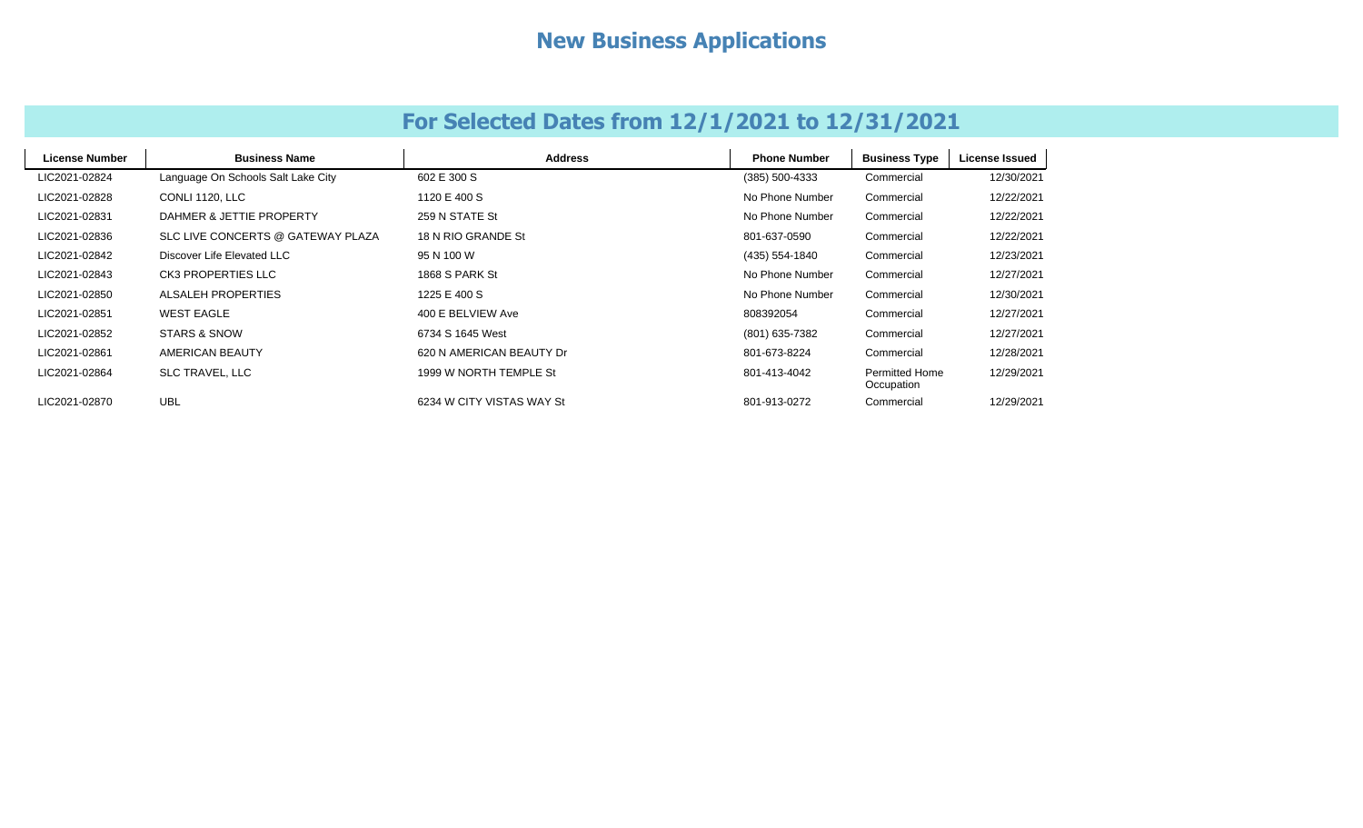# New Business Applications

## For Selected Dates from 12/1/2021 to 12/31/2021

| License Number | Business Name | Address | Phone Number | Business Type | License Issued |
|---|---|---|---|---|---|
| LIC2021-02824 | Language On Schools Salt Lake City | 602 E 300 S | (385) 500-4333 | Commercial | 12/30/2021 |
| LIC2021-02828 | CONLI 1120, LLC | 1120 E 400 S | No Phone Number | Commercial | 12/22/2021 |
| LIC2021-02831 | DAHMER & JETTIE PROPERTY | 259 N STATE St | No Phone Number | Commercial | 12/22/2021 |
| LIC2021-02836 | SLC LIVE CONCERTS @ GATEWAY PLAZA | 18 N RIO GRANDE St | 801-637-0590 | Commercial | 12/22/2021 |
| LIC2021-02842 | Discover Life Elevated LLC | 95 N 100 W | (435) 554-1840 | Commercial | 12/23/2021 |
| LIC2021-02843 | CK3 PROPERTIES LLC | 1868 S PARK St | No Phone Number | Commercial | 12/27/2021 |
| LIC2021-02850 | ALSALEH PROPERTIES | 1225 E 400 S | No Phone Number | Commercial | 12/30/2021 |
| LIC2021-02851 | WEST EAGLE | 400 E BELVIEW Ave | 808392054 | Commercial | 12/27/2021 |
| LIC2021-02852 | STARS & SNOW | 6734 S 1645 West | (801) 635-7382 | Commercial | 12/27/2021 |
| LIC2021-02861 | AMERICAN BEAUTY | 620 N AMERICAN BEAUTY Dr | 801-673-8224 | Commercial | 12/28/2021 |
| LIC2021-02864 | SLC TRAVEL, LLC | 1999 W NORTH TEMPLE St | 801-413-4042 | Permitted Home Occupation | 12/29/2021 |
| LIC2021-02870 | UBL | 6234 W CITY VISTAS WAY St | 801-913-0272 | Commercial | 12/29/2021 |